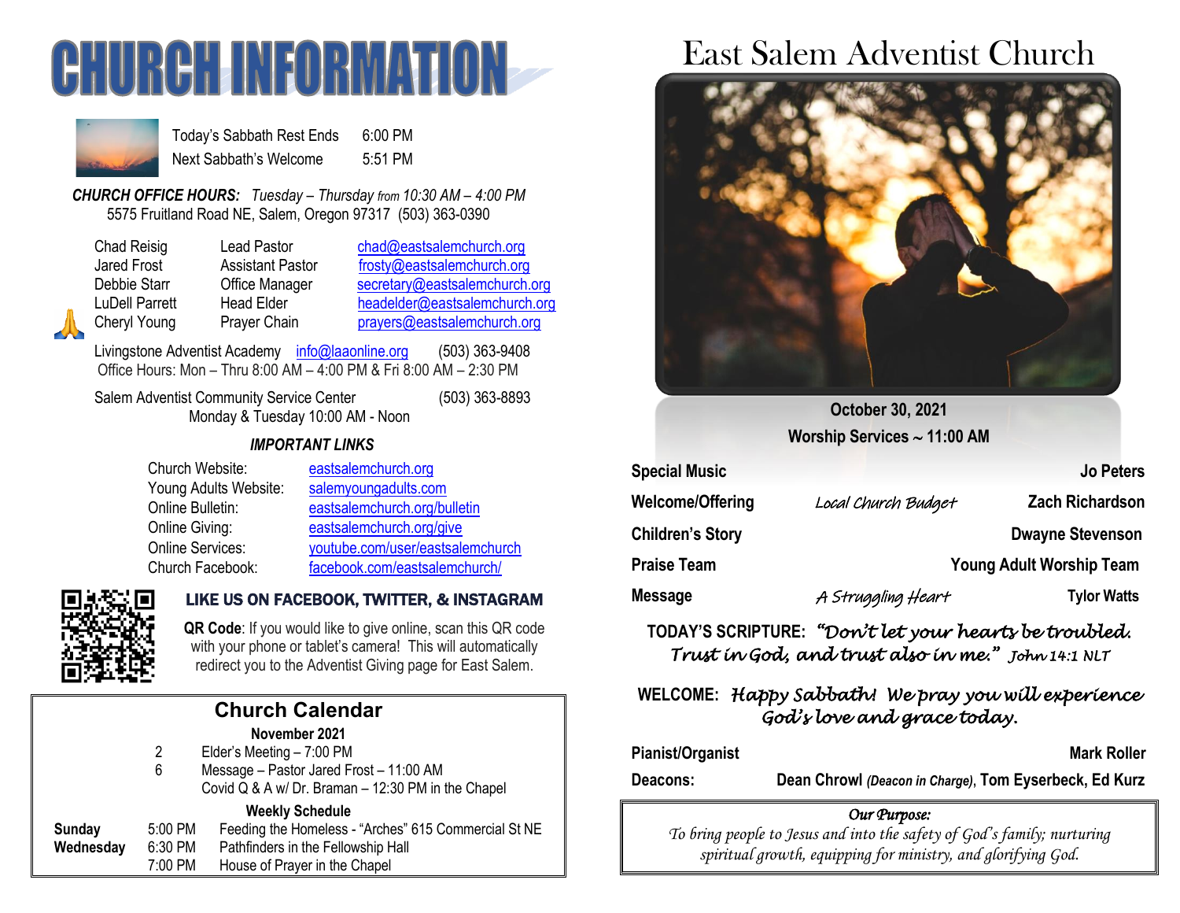# CHURCH INFORMATION

| | |
|---|---|
| Today's Sabbath Rest Ends | 6:00 PM |
| Next Sabbath's Welcome | 5:51 PM |

***CHURCH OFFICE HOURS:*** *Tuesday – Thursday from 10:30 AM – 4:00 PM*
5575 Fruitland Road NE, Salem, Oregon 97317 (503) 363-0390

| | | |
|---|---|---|
| Chad Reisig | Lead Pastor | chad@eastsalemchurch.org |
| Jared Frost | Assistant Pastor | frosty@eastsalemchurch.org |
| Debbie Starr | Office Manager | secretary@eastsalemchurch.org |
| LuDell Parrett | Head Elder | headelder@eastsalemchurch.org |
| Cheryl Young | Prayer Chain | prayers@eastsalemchurch.org |

Livingstone Adventist Academy info@laaonline.org (503) 363-9408
Office Hours: Mon – Thru 8:00 AM – 4:00 PM & Fri 8:00 AM – 2:30 PM

Salem Adventist Community Service Center (503) 363-8893
Monday & Tuesday 10:00 AM - Noon

***IMPORTANT LINKS***

| | |
|---|---|
| Church Website: | eastsalemchurch.org |
| Young Adults Website: | salemyoungadults.com |
| Online Bulletin: | eastsalemchurch.org/bulletin |
| Online Giving: | eastsalemchurch.org/give |
| Online Services: | youtube.com/user/eastsalemchurch |
| Church Facebook: | facebook.com/eastsalemchurch/ |

**LIKE US ON FACEBOOK, TWITTER, & INSTAGRAM**

**QR Code**: If you would like to give online, scan this QR code with your phone or tablet's camera! This will automatically redirect you to the Adventist Giving page for East Salem.

## Church Calendar

**November 2021**

- 2 Elder's Meeting – 7:00 PM
- 6 Message – Pastor Jared Frost – 11:00 AM
  Covid Q & A w/ Dr. Braman – 12:30 PM in the Chapel

**Weekly Schedule**

| | | |
|---|---|---|
| **Sunday** | 5:00 PM | Feeding the Homeless - "Arches" 615 Commercial St NE |
| **Wednesday** | 6:30 PM | Pathfinders in the Fellowship Hall |
| | 7:00 PM | House of Prayer in the Chapel |

# East Salem Adventist Church

**October 30, 2021**
**Worship Services ~ 11:00 AM**

| | | |
|---|---|---|
| **Special Music** | | **Jo Peters** |
| **Welcome/Offering** | *Local Church Budget* | **Zach Richardson** |
| **Children's Story** | | **Dwayne Stevenson** |
| **Praise Team** | | **Young Adult Worship Team** |
| **Message** | *A Struggling Heart* | **Tylor Watts** |

**TODAY'S SCRIPTURE:** *"Don't let your hearts be troubled. Trust in God, and trust also in me." John 14:1 NLT*

**WELCOME:** *Happy Sabbath! We pray you will experience God's love and grace today.*

**Pianist/Organist** **Mark Roller**

**Deacons:** **Dean Chrowl** ***(Deacon in Charge)*****, Tom Eyserbeck, Ed Kurz**

*Our Purpose:*
*To bring people to Jesus and into the safety of God's family; nurturing spiritual growth, equipping for ministry, and glorifying God.*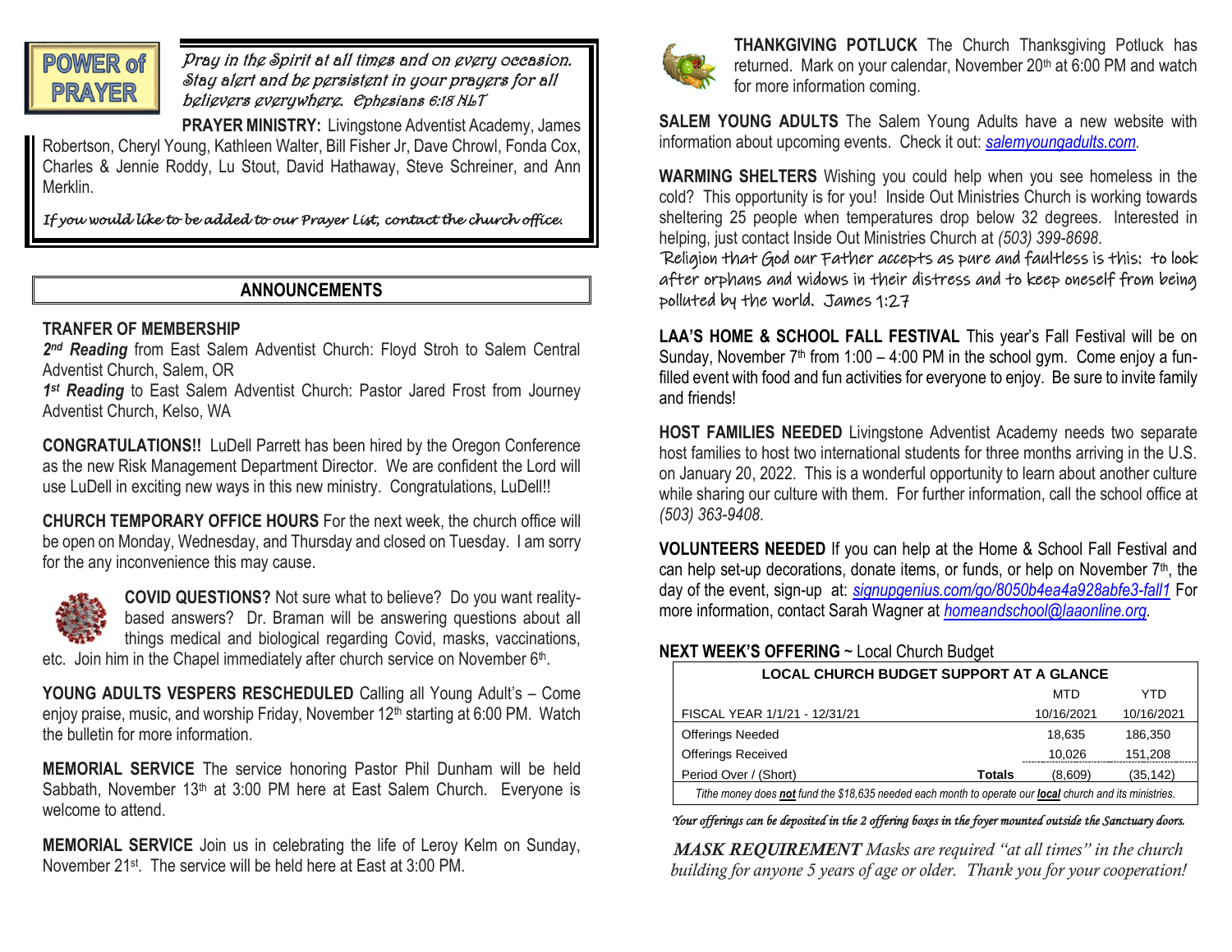**POWER of PRAYER**

*Pray in the Spirit at all times and on every occasion. Stay alert and be persistent in your prayers for all believers everywhere. Ephesians 6:18 NLT*

**PRAYER MINISTRY:** Livingstone Adventist Academy, James Robertson, Cheryl Young, Kathleen Walter, Bill Fisher Jr, Dave Chrowl, Fonda Cox, Charles & Jennie Roddy, Lu Stout, David Hathaway, Steve Schreiner, and Ann Merklin.

*If you would like to be added to our Prayer List, contact the church office.*

## ANNOUNCEMENTS

**TRANFER OF MEMBERSHIP**
***2nd Reading*** from East Salem Adventist Church: Floyd Stroh to Salem Central Adventist Church, Salem, OR
***1st Reading*** to East Salem Adventist Church: Pastor Jared Frost from Journey Adventist Church, Kelso, WA

**CONGRATULATIONS!!** LuDell Parrett has been hired by the Oregon Conference as the new Risk Management Department Director. We are confident the Lord will use LuDell in exciting new ways in this new ministry. Congratulations, LuDell!!

**CHURCH TEMPORARY OFFICE HOURS** For the next week, the church office will be open on Monday, Wednesday, and Thursday and closed on Tuesday. I am sorry for the any inconvenience this may cause.

**COVID QUESTIONS?** Not sure what to believe? Do you want reality-based answers? Dr. Braman will be answering questions about all things medical and biological regarding Covid, masks, vaccinations, etc. Join him in the Chapel immediately after church service on November 6th.

**YOUNG ADULTS VESPERS RESCHEDULED** Calling all Young Adult's – Come enjoy praise, music, and worship Friday, November 12th starting at 6:00 PM. Watch the bulletin for more information.

**MEMORIAL SERVICE** The service honoring Pastor Phil Dunham will be held Sabbath, November 13th at 3:00 PM here at East Salem Church. Everyone is welcome to attend.

**MEMORIAL SERVICE** Join us in celebrating the life of Leroy Kelm on Sunday, November 21st. The service will be held here at East at 3:00 PM.

**THANKGIVING POTLUCK** The Church Thanksgiving Potluck has returned. Mark on your calendar, November 20th at 6:00 PM and watch for more information coming.

**SALEM YOUNG ADULTS** The Salem Young Adults have a new website with information about upcoming events. Check it out: *salemyoungadults.com*.

**WARMING SHELTERS** Wishing you could help when you see homeless in the cold? This opportunity is for you! Inside Out Ministries Church is working towards sheltering 25 people when temperatures drop below 32 degrees. Interested in helping, just contact Inside Out Ministries Church at *(503) 399-8698*.
Religion that God our Father accepts as pure and faultless is this: to look after orphans and widows in their distress and to keep oneself from being polluted by the world. James 1:27

**LAA'S HOME & SCHOOL FALL FESTIVAL** This year's Fall Festival will be on Sunday, November 7th from 1:00 – 4:00 PM in the school gym. Come enjoy a fun-filled event with food and fun activities for everyone to enjoy. Be sure to invite family and friends!

**HOST FAMILIES NEEDED** Livingstone Adventist Academy needs two separate host families to host two international students for three months arriving in the U.S. on January 20, 2022. This is a wonderful opportunity to learn about another culture while sharing our culture with them. For further information, call the school office at *(503) 363-9408*.

**VOLUNTEERS NEEDED** If you can help at the Home & School Fall Festival and can help set-up decorations, donate items, or funds, or help on November 7th, the day of the event, sign-up at: *signupgenius.com/go/8050b4ea4a928abfe3-fall1* For more information, contact Sarah Wagner at *homeandschool@laaonline.org*.

**NEXT WEEK'S OFFERING** ~ Local Church Budget

| LOCAL CHURCH BUDGET SUPPORT AT A GLANCE | | MTD | YTD |
|---|---|---|---|
| FISCAL YEAR 1/1/21 - 12/31/21 | | 10/16/2021 | 10/16/2021 |
| Offerings Needed | | 18,635 | 186,350 |
| Offerings Received | | 10,026 | 151,208 |
| Period Over / (Short) | **Totals** | (8,609) | (35,142) |

*Tithe money does **not** fund the $18,635 needed each month to operate our **local** church and its ministries.*

*Your offerings can be deposited in the 2 offering boxes in the foyer mounted outside the Sanctuary doors.*

***MASK REQUIREMENT*** *Masks are required "at all times" in the church building for anyone 5 years of age or older. Thank you for your cooperation!*